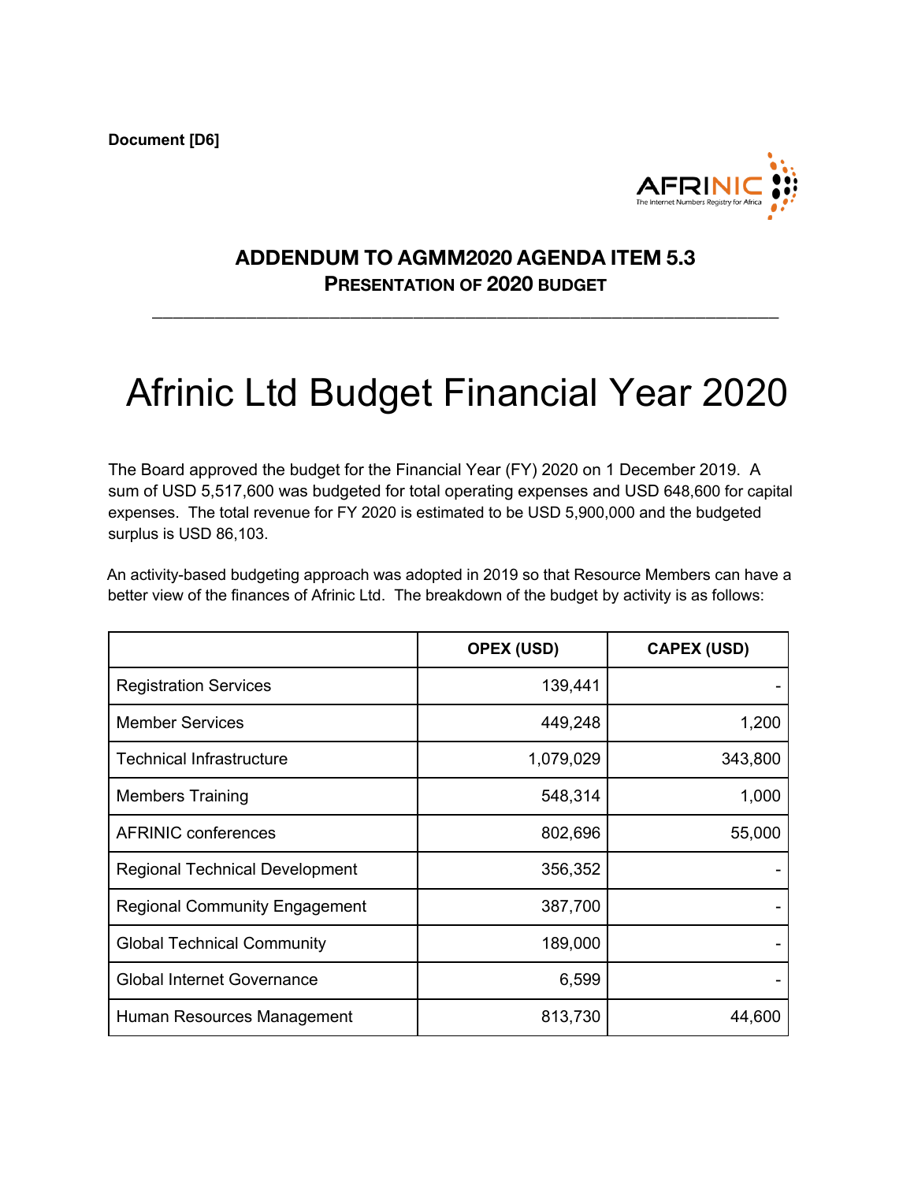**Document [D6]**

**ADDENDUM TO AGMM2020 AGENDA ITEM 5.3**

**PRESENTATION OF 2020 BUDGET**

---

# Afrinic Ltd Budget Financial Year 2020

The Board approved the budget for the Financial Year (FY) 2020 on 1 December 2019. A sum of USD 5,517,600 was budgeted for total operating expenses and USD 648,600 for capital expenses. The total revenue for FY 2020 is estimated to be USD 5,900,000 and the budgeted surplus is USD 86,103.

An activity-based budgeting approach was adopted in 2019 so that Resource Members can have a better view of the finances of Afrinic Ltd. The breakdown of the budget by activity is as follows:

| | OPEX (USD) | CAPEX (USD) |
|---|---:|---:|
| Registration Services | 139,441 | - |
| Member Services | 449,248 | 1,200 |
| Technical Infrastructure | 1,079,029 | 343,800 |
| Members Training | 548,314 | 1,000 |
| AFRINIC conferences | 802,696 | 55,000 |
| Regional Technical Development | 356,352 | - |
| Regional Community Engagement | 387,700 | - |
| Global Technical Community | 189,000 | - |
| Global Internet Governance | 6,599 | - |
| Human Resources Management | 813,730 | 44,600 |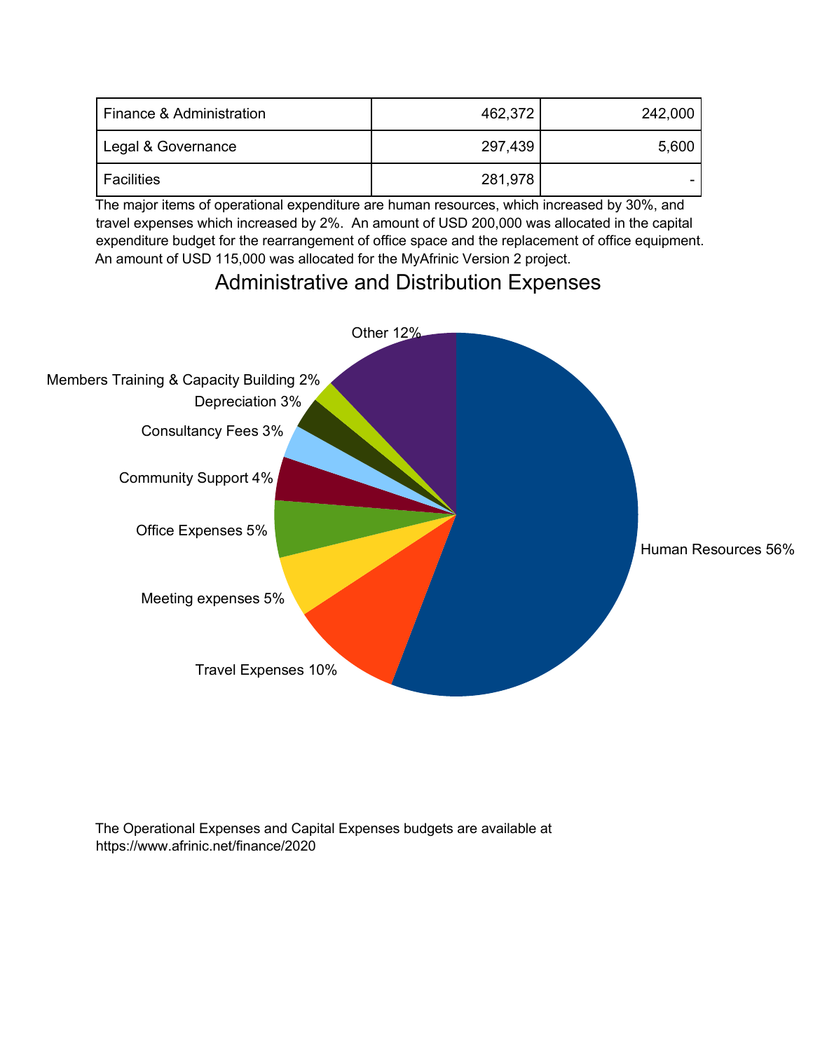| | | |
|---|---|---|
| Finance & Administration | 462,372 | 242,000 |
| Legal & Governance | 297,439 | 5,600 |
| Facilities | 281,978 | - |

The major items of operational expenditure are human resources, which increased by 30%, and travel expenses which increased by 2%. An amount of USD 200,000 was allocated in the capital expenditure budget for the rearrangement of office space and the replacement of office equipment. An amount of USD 115,000 was allocated for the MyAfrinic Version 2 project.

## Administrative and Distribution Expenses

Other 12%
Members Training & Capacity Building 2%
Depreciation 3%
Consultancy Fees 3%
Community Support 4%
Office Expenses 5%
Meeting expenses 5%
Travel Expenses 10%
Human Resources 56%

The Operational Expenses and Capital Expenses budgets are available at https://www.afrinic.net/finance/2020